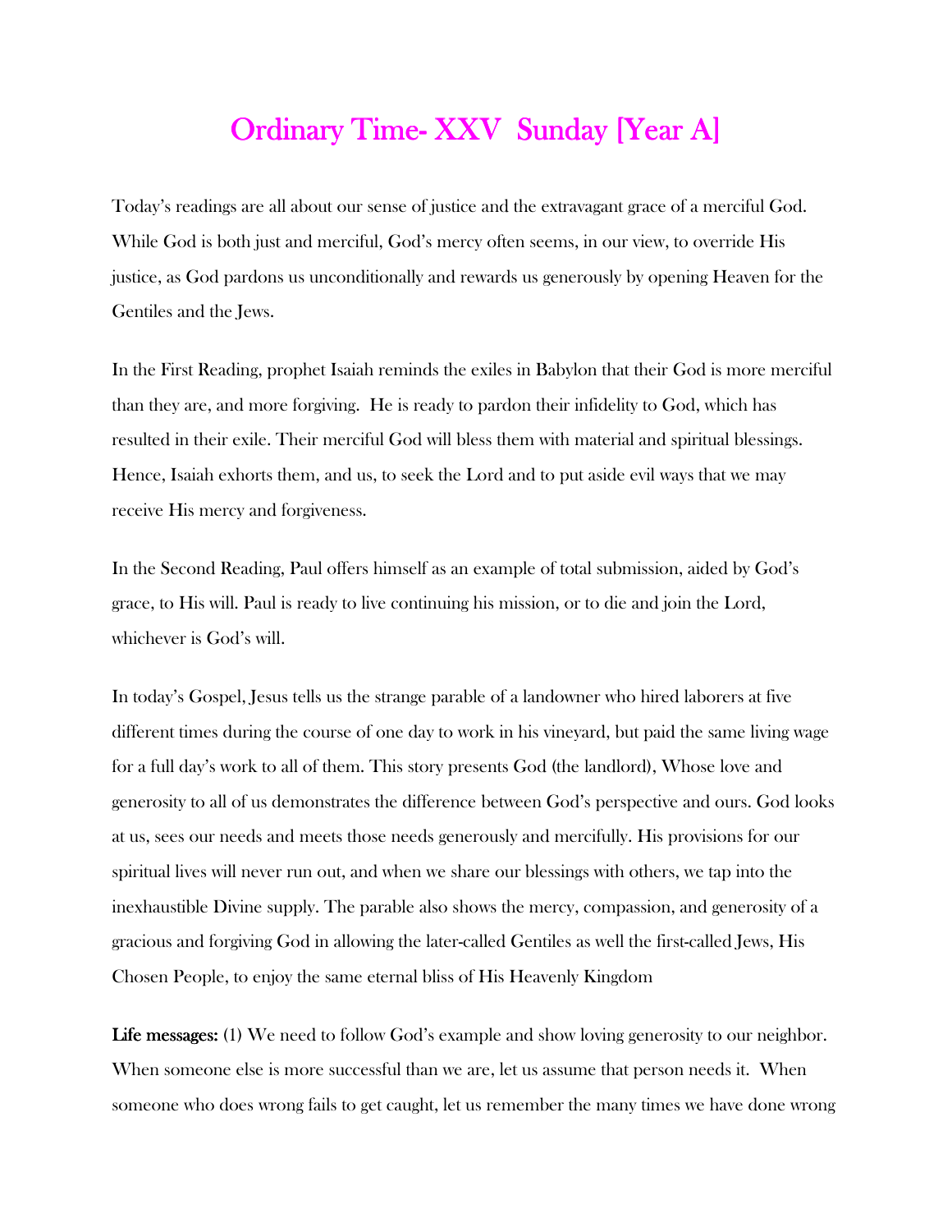# Ordinary Time- XXV Sunday [Year A]

Today's readings are all about our sense of justice and the extravagant grace of a merciful God. While God is both just and merciful, God's mercy often seems, in our view, to override His justice, as God pardons us unconditionally and rewards us generously by opening Heaven for the Gentiles and the Jews.

In the First Reading, prophet Isaiah reminds the exiles in Babylon that their God is more merciful than they are, and more forgiving. He is ready to pardon their infidelity to God, which has resulted in their exile. Their merciful God will bless them with material and spiritual blessings. Hence, Isaiah exhorts them, and us, to seek the Lord and to put aside evil ways that we may receive His mercy and forgiveness.

In the Second Reading, Paul offers himself as an example of total submission, aided by God's grace, to His will. Paul is ready to live continuing his mission, or to die and join the Lord, whichever is God's will.

In today's Gospel, Jesus tells us the strange parable of a landowner who hired laborers at five different times during the course of one day to work in his vineyard, but paid the same living wage for a full day's work to all of them. This story presents God (the landlord), Whose love and generosity to all of us demonstrates the difference between God's perspective and ours. God looks at us, sees our needs and meets those needs generously and mercifully. His provisions for our spiritual lives will never run out, and when we share our blessings with others, we tap into the inexhaustible Divine supply. The parable also shows the mercy, compassion, and generosity of a gracious and forgiving God in allowing the later-called Gentiles as well the first-called Jews, His Chosen People, to enjoy the same eternal bliss of His Heavenly Kingdom

**Life messages:** (1) We need to follow God's example and show loving generosity to our neighbor. When someone else is more successful than we are, let us assume that person needs it. When someone who does wrong fails to get caught, let us remember the many times we have done wrong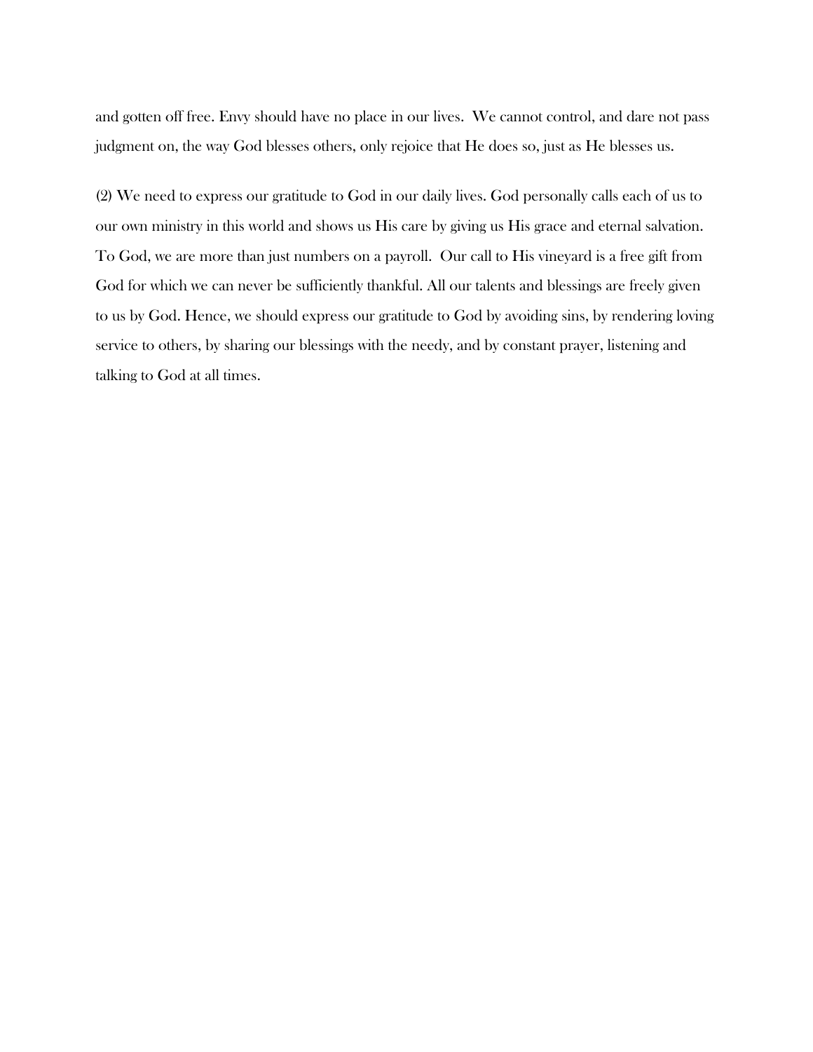and gotten off free. Envy should have no place in our lives. We cannot control, and dare not pass judgment on, the way God blesses others, only rejoice that He does so, just as He blesses us.

(2) We need to express our gratitude to God in our daily lives. God personally calls each of us to our own ministry in this world and shows us His care by giving us His grace and eternal salvation. To God, we are more than just numbers on a payroll. Our call to His vineyard is a free gift from God for which we can never be sufficiently thankful. All our talents and blessings are freely given to us by God. Hence, we should express our gratitude to God by avoiding sins, by rendering loving service to others, by sharing our blessings with the needy, and by constant prayer, listening and talking to God at all times.